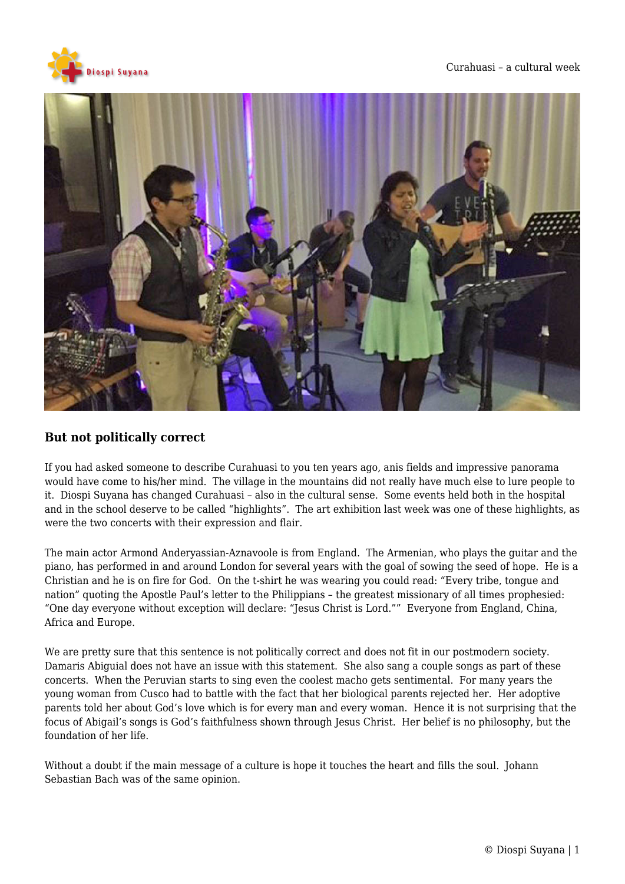## But not politically correct

If you had asked someone to describe Curahuasi to you ten years ago, anis fields and impressive panorama would have come to his/her mind. The village in the mountains did not really have much else to lure people to it. Diospi Suyana has changed Curahuasi – also in the cultural sense. Some events held both in the hospital and in the school deserve to be called "highlights". The art exhibition last week was one of these highlights, as were the two concerts with their expression and flair.

The main actor Armond Anderyassian-Aznavoole is from England. The Armenian, who plays the guitar and the piano, has performed in and around London for several years with the goal of sowing the seed of hope. He is a Christian and he is on fire for God. On the t-shirt he was wearing you could read: "Every tribe, tongue and nation" quoting the Apostle Paul's letter to the Philippians – the greatest missionary of all times prophesied: "One day everyone without exception will declare: "Jesus Christ is Lord."" Everyone from England, China, Africa and Europe.

We are pretty sure that this sentence is not politically correct and does not fit in our postmodern society. Damaris Abiguial does not have an issue with this statement. She also sang a couple songs as part of these concerts. When the Peruvian starts to sing even the coolest macho gets sentimental. For many years the young woman from Cusco had to battle with the fact that her biological parents rejected her. Her adoptive parents told her about God's love which is for every man and every woman. Hence it is not surprising that the focus of Abigail's songs is God's faithfulness shown through Jesus Christ. Her belief is no philosophy, but the foundation of her life.

Without a doubt if the main message of a culture is hope it touches the heart and fills the soul. Johann Sebastian Bach was of the same opinion.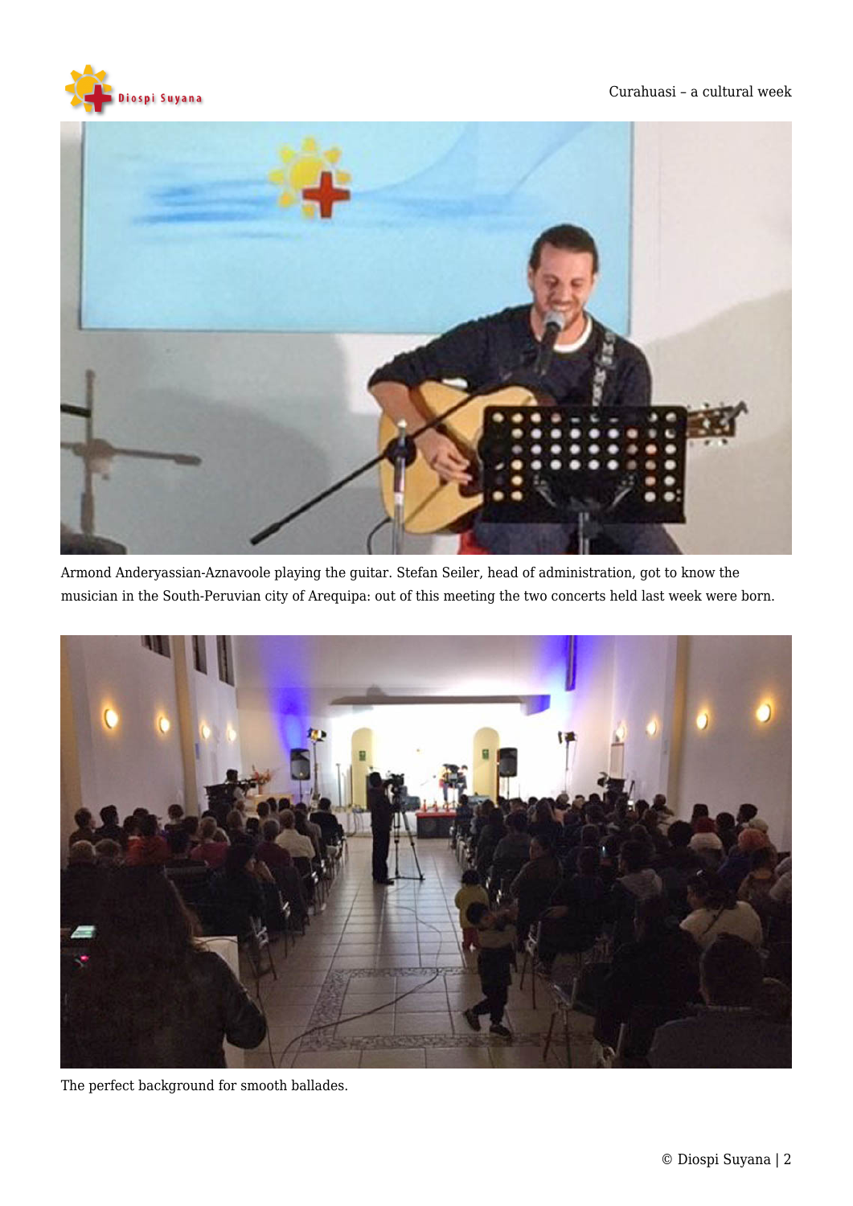Armond Anderyassian-Aznavoole playing the guitar. Stefan Seiler, head of administration, got to know the musician in the South-Peruvian city of Arequipa: out of this meeting the two concerts held last week were born.

The perfect background for smooth ballades.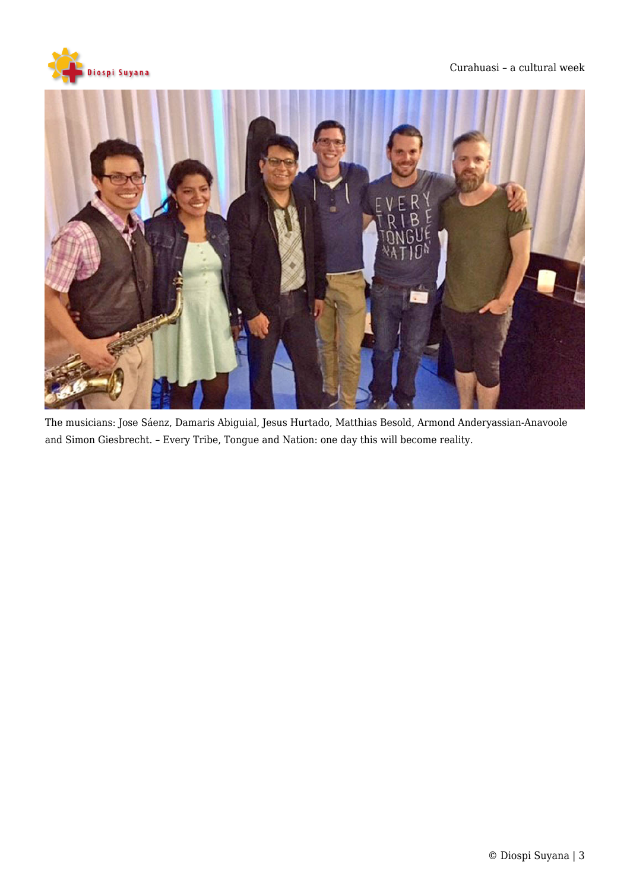The musicians: Jose Sáenz, Damaris Abiguial, Jesus Hurtado, Matthias Besold, Armond Anderyassian-Anavoole and Simon Giesbrecht. – Every Tribe, Tongue and Nation: one day this will become reality.